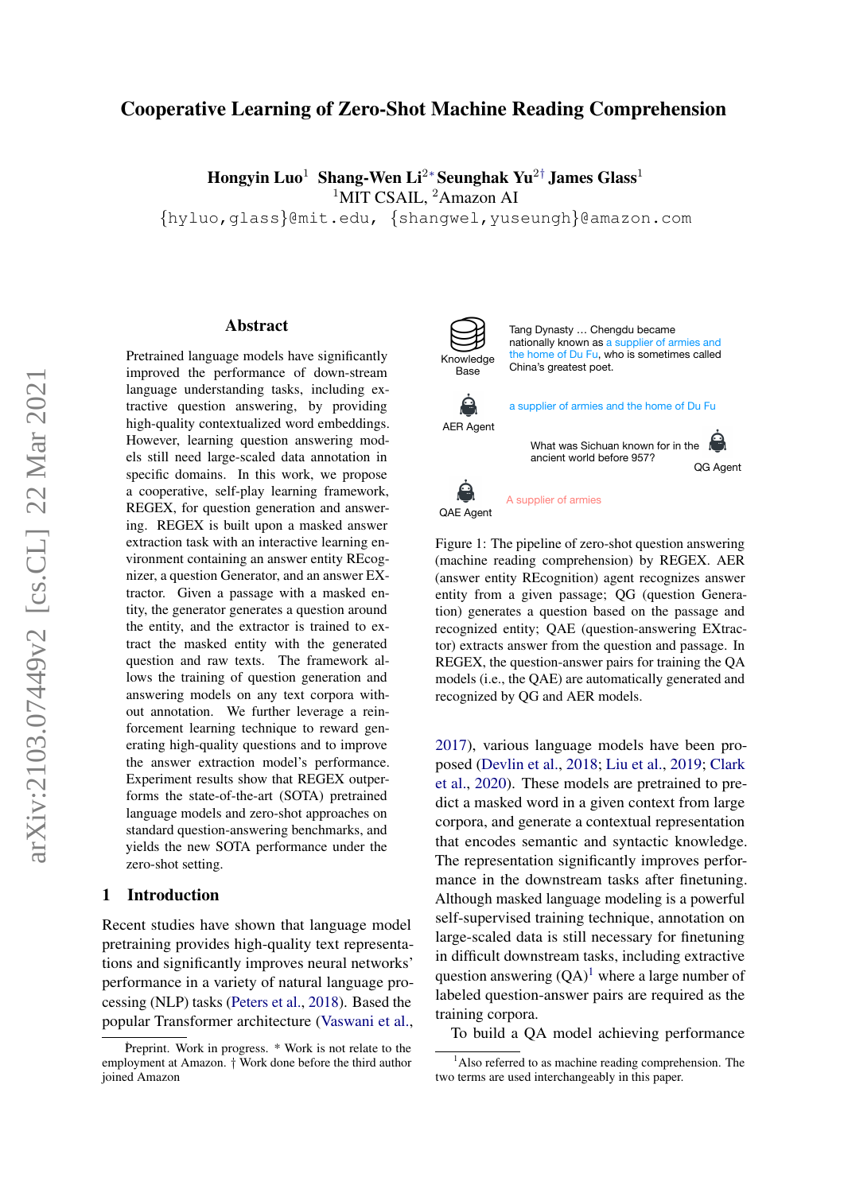# Cooperative Learning of Zero-Shot Machine Reading Comprehension

**Hongyin Luo**[1] **Shang-Wen Li**[2*] **Seunghak Yu**[2†] **James Glass**[1]

[1]MIT CSAIL, [2]Amazon AI

{hyluo,glass}@mit.edu, {shangwel,yuseungh}@amazon.com

## Abstract

Pretrained language models have significantly improved the performance of down-stream language understanding tasks, including extractive question answering, by providing high-quality contextualized word embeddings. However, learning question answering models still need large-scaled data annotation in specific domains. In this work, we propose a cooperative, self-play learning framework, REGEX, for question generation and answering. REGEX is built upon a masked answer extraction task with an interactive learning environment containing an answer entity REcognizer, a question Generator, and an answer EXtractor. Given a passage with a masked entity, the generator generates a question around the entity, and the extractor is trained to extract the masked entity with the generated question and raw texts. The framework allows the training of question generation and answering models on any text corpora without annotation. We further leverage a reinforcement learning technique to reward generating high-quality questions and to improve the answer extraction model's performance. Experiment results show that REGEX outperforms the state-of-the-art (SOTA) pretrained language models and zero-shot approaches on standard question-answering benchmarks, and yields the new SOTA performance under the zero-shot setting.

## 1 Introduction

Recent studies have shown that language model pretraining provides high-quality text representations and significantly improves neural networks' performance in a variety of natural language processing (NLP) tasks (Peters et al., 2018). Based the popular Transformer architecture (Vaswani et al., 2017), various language models have been proposed (Devlin et al., 2018; Liu et al., 2019; Clark et al., 2020). These models are pretrained to predict a masked word in a given context from large corpora, and generate a contextual representation that encodes semantic and syntactic knowledge. The representation significantly improves performance in the downstream tasks after finetuning. Although masked language modeling is a powerful self-supervised training technique, annotation on large-scaled data is still necessary for finetuning in difficult downstream tasks, including extractive question answering (QA)[1] where a large number of labeled question-answer pairs are required as the training corpora.

To build a QA model achieving performance

Knowledge Base: Tang Dynasty … Chengdu became nationally known as a supplier of armies and the home of Du Fu, who is sometimes called China's greatest poet.

AER Agent: a supplier of armies and the home of Du Fu

QG Agent: What was Sichuan known for in the ancient world before 957?

QAE Agent: A supplier of armies

Figure 1: The pipeline of zero-shot question answering (machine reading comprehension) by REGEX. AER (answer entity REcognition) agent recognizes answer entity from a given passage; QG (question Generation) generates a question based on the passage and recognized entity; QAE (question-answering EXtractor) extracts answer from the question and passage. In REGEX, the question-answer pairs for training the QA models (i.e., the QAE) are automatically generated and recognized by QG and AER models.

Preprint. Work in progress. * Work is not relate to the employment at Amazon. † Work done before the third author joined Amazon

[1]Also referred to as machine reading comprehension. The two terms are used interchangeably in this paper.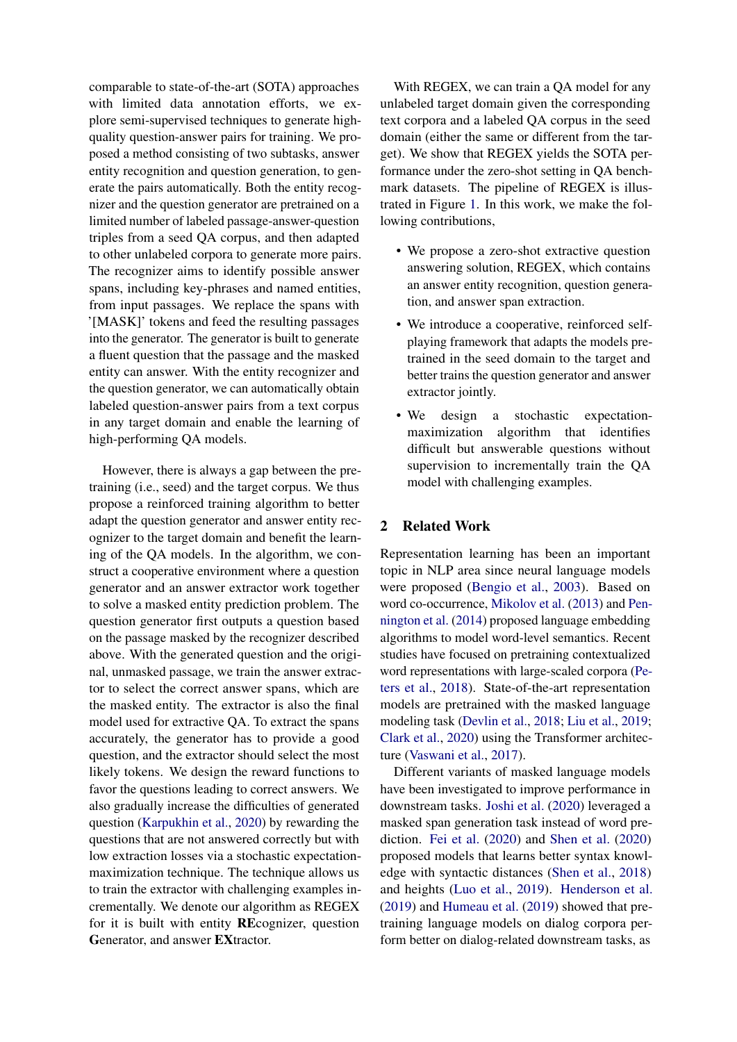comparable to state-of-the-art (SOTA) approaches with limited data annotation efforts, we explore semi-supervised techniques to generate high-quality question-answer pairs for training. We proposed a method consisting of two subtasks, answer entity recognition and question generation, to generate the pairs automatically. Both the entity recognizer and the question generator are pretrained on a limited number of labeled passage-answer-question triples from a seed QA corpus, and then adapted to other unlabeled corpora to generate more pairs. The recognizer aims to identify possible answer spans, including key-phrases and named entities, from input passages. We replace the spans with '[MASK]' tokens and feed the resulting passages into the generator. The generator is built to generate a fluent question that the passage and the masked entity can answer. With the entity recognizer and the question generator, we can automatically obtain labeled question-answer pairs from a text corpus in any target domain and enable the learning of high-performing QA models.

However, there is always a gap between the pretraining (i.e., seed) and the target corpus. We thus propose a reinforced training algorithm to better adapt the question generator and answer entity recognizer to the target domain and benefit the learning of the QA models. In the algorithm, we construct a cooperative environment where a question generator and an answer extractor work together to solve a masked entity prediction problem. The question generator first outputs a question based on the passage masked by the recognizer described above. With the generated question and the original, unmasked passage, we train the answer extractor to select the correct answer spans, which are the masked entity. The extractor is also the final model used for extractive QA. To extract the spans accurately, the generator has to provide a good question, and the extractor should select the most likely tokens. We design the reward functions to favor the questions leading to correct answers. We also gradually increase the difficulties of generated question (Karpukhin et al., 2020) by rewarding the questions that are not answered correctly but with low extraction losses via a stochastic expectation-maximization technique. The technique allows us to train the extractor with challenging examples incrementally. We denote our algorithm as REGEX for it is built with entity **RE**cognizer, question **G**enerator, and answer **EX**tractor.

With REGEX, we can train a QA model for any unlabeled target domain given the corresponding text corpora and a labeled QA corpus in the seed domain (either the same or different from the target). We show that REGEX yields the SOTA performance under the zero-shot setting in QA benchmark datasets. The pipeline of REGEX is illustrated in Figure 1. In this work, we make the following contributions,

- We propose a zero-shot extractive question answering solution, REGEX, which contains an answer entity recognition, question generation, and answer span extraction.
- We introduce a cooperative, reinforced self-playing framework that adapts the models pretrained in the seed domain to the target and better trains the question generator and answer extractor jointly.
- We design a stochastic expectation-maximization algorithm that identifies difficult but answerable questions without supervision to incrementally train the QA model with challenging examples.

## 2 Related Work

Representation learning has been an important topic in NLP area since neural language models were proposed (Bengio et al., 2003). Based on word co-occurrence, Mikolov et al. (2013) and Pennington et al. (2014) proposed language embedding algorithms to model word-level semantics. Recent studies have focused on pretraining contextualized word representations with large-scaled corpora (Peters et al., 2018). State-of-the-art representation models are pretrained with the masked language modeling task (Devlin et al., 2018; Liu et al., 2019; Clark et al., 2020) using the Transformer architecture (Vaswani et al., 2017).

Different variants of masked language models have been investigated to improve performance in downstream tasks. Joshi et al. (2020) leveraged a masked span generation task instead of word prediction. Fei et al. (2020) and Shen et al. (2020) proposed models that learns better syntax knowledge with syntactic distances (Shen et al., 2018) and heights (Luo et al., 2019). Henderson et al. (2019) and Humeau et al. (2019) showed that pretraining language models on dialog corpora perform better on dialog-related downstream tasks, as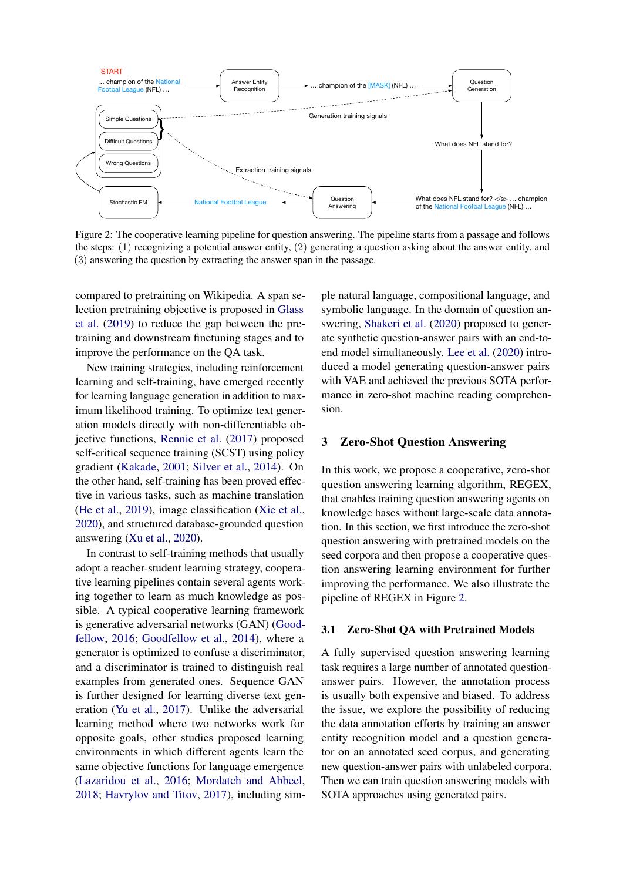Figure 2: The cooperative learning pipeline for question answering. The pipeline starts from a passage and follows the steps: (1) recognizing a potential answer entity, (2) generating a question asking about the answer entity, and (3) answering the question by extracting the answer span in the passage.

compared to pretraining on Wikipedia. A span selection pretraining objective is proposed in Glass et al. (2019) to reduce the gap between the pretraining and downstream finetuning stages and to improve the performance on the QA task.

New training strategies, including reinforcement learning and self-training, have emerged recently for learning language generation in addition to maximum likelihood training. To optimize text generation models directly with non-differentiable objective functions, Rennie et al. (2017) proposed self-critical sequence training (SCST) using policy gradient (Kakade, 2001; Silver et al., 2014). On the other hand, self-training has been proved effective in various tasks, such as machine translation (He et al., 2019), image classification (Xie et al., 2020), and structured database-grounded question answering (Xu et al., 2020).

In contrast to self-training methods that usually adopt a teacher-student learning strategy, cooperative learning pipelines contain several agents working together to learn as much knowledge as possible. A typical cooperative learning framework is generative adversarial networks (GAN) (Goodfellow, 2016; Goodfellow et al., 2014), where a generator is optimized to confuse a discriminator, and a discriminator is trained to distinguish real examples from generated ones. Sequence GAN is further designed for learning diverse text generation (Yu et al., 2017). Unlike the adversarial learning method where two networks work for opposite goals, other studies proposed learning environments in which different agents learn the same objective functions for language emergence (Lazaridou et al., 2016; Mordatch and Abbeel, 2018; Havrylov and Titov, 2017), including simple natural language, compositional language, and symbolic language. In the domain of question answering, Shakeri et al. (2020) proposed to generate synthetic question-answer pairs with an end-to-end model simultaneously. Lee et al. (2020) introduced a model generating question-answer pairs with VAE and achieved the previous SOTA performance in zero-shot machine reading comprehension.

## 3 Zero-Shot Question Answering

In this work, we propose a cooperative, zero-shot question answering learning algorithm, REGEX, that enables training question answering agents on knowledge bases without large-scale data annotation. In this section, we first introduce the zero-shot question answering with pretrained models on the seed corpora and then propose a cooperative question answering learning environment for further improving the performance. We also illustrate the pipeline of REGEX in Figure 2.

### 3.1 Zero-Shot QA with Pretrained Models

A fully supervised question answering learning task requires a large number of annotated question-answer pairs. However, the annotation process is usually both expensive and biased. To address the issue, we explore the possibility of reducing the data annotation efforts by training an answer entity recognition model and a question generator on an annotated seed corpus, and generating new question-answer pairs with unlabeled corpora. Then we can train question answering models with SOTA approaches using generated pairs.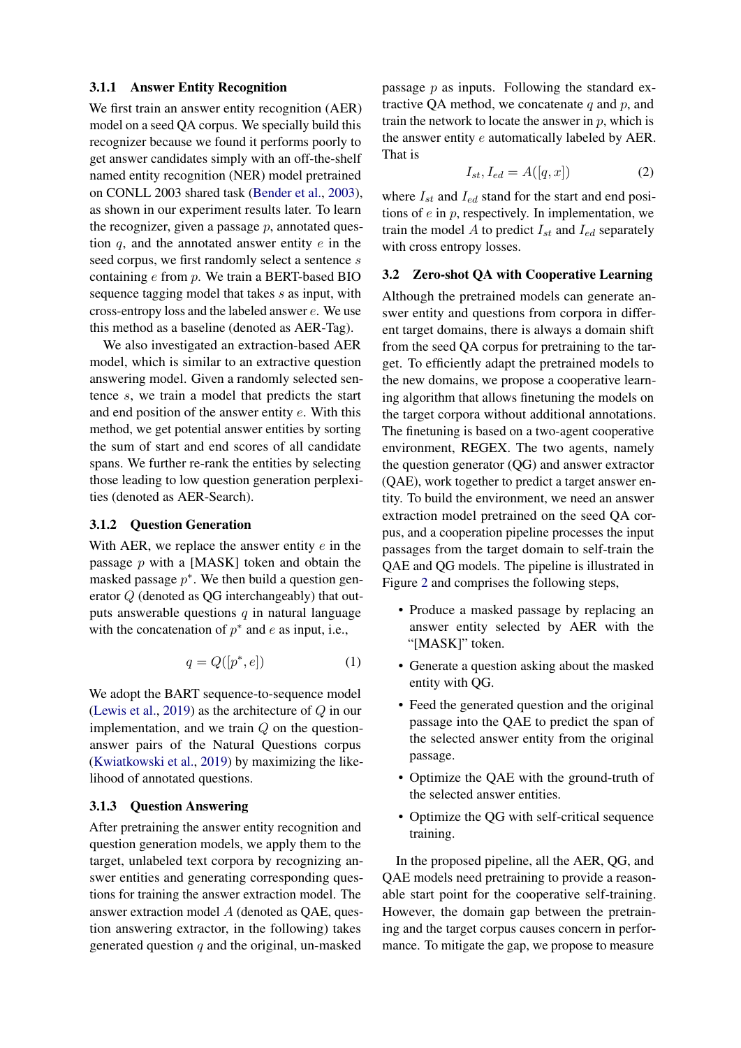#### 3.1.1 Answer Entity Recognition

We first train an answer entity recognition (AER) model on a seed QA corpus. We specially build this recognizer because we found it performs poorly to get answer candidates simply with an off-the-shelf named entity recognition (NER) model pretrained on CONLL 2003 shared task (Bender et al., 2003), as shown in our experiment results later. To learn the recognizer, given a passage $p$, annotated question $q$, and the annotated answer entity $e$ in the seed corpus, we first randomly select a sentence $s$ containing $e$ from $p$. We train a BERT-based BIO sequence tagging model that takes $s$ as input, with cross-entropy loss and the labeled answer $e$. We use this method as a baseline (denoted as AER-Tag).

We also investigated an extraction-based AER model, which is similar to an extractive question answering model. Given a randomly selected sentence $s$, we train a model that predicts the start and end position of the answer entity $e$. With this method, we get potential answer entities by sorting the sum of start and end scores of all candidate spans. We further re-rank the entities by selecting those leading to low question generation perplexities (denoted as AER-Search).

#### 3.1.2 Question Generation

With AER, we replace the answer entity $e$ in the passage $p$ with a [MASK] token and obtain the masked passage $p^*$. We then build a question generator $Q$ (denoted as QG interchangeably) that outputs answerable questions $q$ in natural language with the concatenation of $p^*$ and $e$ as input, i.e.,

$$q = Q([p^*, e]) \tag{1}$$

We adopt the BART sequence-to-sequence model (Lewis et al., 2019) as the architecture of $Q$ in our implementation, and we train $Q$ on the question-answer pairs of the Natural Questions corpus (Kwiatkowski et al., 2019) by maximizing the likelihood of annotated questions.

#### 3.1.3 Question Answering

After pretraining the answer entity recognition and question generation models, we apply them to the target, unlabeled text corpora by recognizing answer entities and generating corresponding questions for training the answer extraction model. The answer extraction model $A$ (denoted as QAE, question answering extractor, in the following) takes generated question $q$ and the original, un-masked passage $p$ as inputs. Following the standard extractive QA method, we concatenate $q$ and $p$, and train the network to locate the answer in $p$, which is the answer entity $e$ automatically labeled by AER. That is

$$I_{st}, I_{ed} = A([q, x]) \tag{2}$$

where $I_{st}$ and $I_{ed}$ stand for the start and end positions of $e$ in $p$, respectively. In implementation, we train the model $A$ to predict $I_{st}$ and $I_{ed}$ separately with cross entropy losses.

### 3.2 Zero-shot QA with Cooperative Learning

Although the pretrained models can generate answer entity and questions from corpora in different target domains, there is always a domain shift from the seed QA corpus for pretraining to the target. To efficiently adapt the pretrained models to the new domains, we propose a cooperative learning algorithm that allows finetuning the models on the target corpora without additional annotations. The finetuning is based on a two-agent cooperative environment, REGEX. The two agents, namely the question generator (QG) and answer extractor (QAE), work together to predict a target answer entity. To build the environment, we need an answer extraction model pretrained on the seed QA corpus, and a cooperation pipeline processes the input passages from the target domain to self-train the QAE and QG models. The pipeline is illustrated in Figure 2 and comprises the following steps,

- Produce a masked passage by replacing an answer entity selected by AER with the "[MASK]" token.
- Generate a question asking about the masked entity with QG.
- Feed the generated question and the original passage into the QAE to predict the span of the selected answer entity from the original passage.
- Optimize the QAE with the ground-truth of the selected answer entities.
- Optimize the QG with self-critical sequence training.

In the proposed pipeline, all the AER, QG, and QAE models need pretraining to provide a reasonable start point for the cooperative self-training. However, the domain gap between the pretraining and the target corpus causes concern in performance. To mitigate the gap, we propose to measure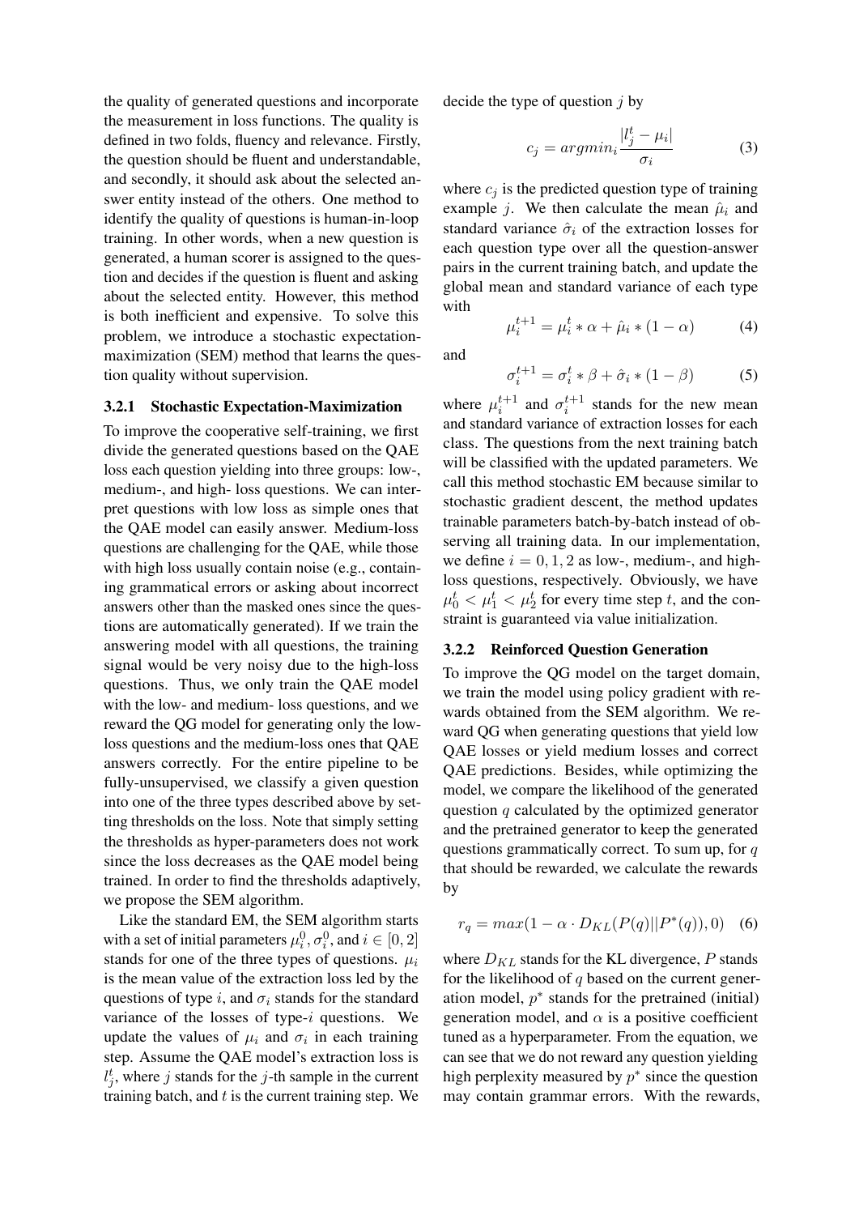the quality of generated questions and incorporate the measurement in loss functions. The quality is defined in two folds, fluency and relevance. Firstly, the question should be fluent and understandable, and secondly, it should ask about the selected answer entity instead of the others. One method to identify the quality of questions is human-in-loop training. In other words, when a new question is generated, a human scorer is assigned to the question and decides if the question is fluent and asking about the selected entity. However, this method is both inefficient and expensive. To solve this problem, we introduce a stochastic expectation-maximization (SEM) method that learns the question quality without supervision.

### 3.2.1 Stochastic Expectation-Maximization

To improve the cooperative self-training, we first divide the generated questions based on the QAE loss each question yielding into three groups: low-, medium-, and high- loss questions. We can interpret questions with low loss as simple ones that the QAE model can easily answer. Medium-loss questions are challenging for the QAE, while those with high loss usually contain noise (e.g., containing grammatical errors or asking about incorrect answers other than the masked ones since the questions are automatically generated). If we train the answering model with all questions, the training signal would be very noisy due to the high-loss questions. Thus, we only train the QAE model with the low- and medium- loss questions, and we reward the QG model for generating only the low-loss questions and the medium-loss ones that QAE answers correctly. For the entire pipeline to be fully-unsupervised, we classify a given question into one of the three types described above by setting thresholds on the loss. Note that simply setting the thresholds as hyper-parameters does not work since the loss decreases as the QAE model being trained. In order to find the thresholds adaptively, we propose the SEM algorithm.

Like the standard EM, the SEM algorithm starts with a set of initial parameters $\mu_i^0, \sigma_i^0$, and $i \in [0, 2]$ stands for one of the three types of questions. $\mu_i$ is the mean value of the extraction loss led by the questions of type $i$, and $\sigma_i$ stands for the standard variance of the losses of type-$i$ questions. We update the values of $\mu_i$ and $\sigma_i$ in each training step. Assume the QAE model's extraction loss is $l_j^t$, where $j$ stands for the $j$-th sample in the current training batch, and $t$ is the current training step. We decide the type of question $j$ by

$$c_j = argmin_i \frac{|l_j^t - \mu_i|}{\sigma_i} \quad (3)$$

where $c_j$ is the predicted question type of training example $j$. We then calculate the mean $\hat{\mu}_i$ and standard variance $\hat{\sigma}_i$ of the extraction losses for each question type over all the question-answer pairs in the current training batch, and update the global mean and standard variance of each type with

$$\mu_i^{t+1} = \mu_i^t * \alpha + \hat{\mu}_i * (1 - \alpha) \quad (4)$$

and

$$\sigma_i^{t+1} = \sigma_i^t * \beta + \hat{\sigma}_i * (1 - \beta) \quad (5)$$

where $\mu_i^{t+1}$ and $\sigma_i^{t+1}$ stands for the new mean and standard variance of extraction losses for each class. The questions from the next training batch will be classified with the updated parameters. We call this method stochastic EM because similar to stochastic gradient descent, the method updates trainable parameters batch-by-batch instead of observing all training data. In our implementation, we define $i = 0, 1, 2$ as low-, medium-, and high-loss questions, respectively. Obviously, we have $\mu_0^t < \mu_1^t < \mu_2^t$ for every time step $t$, and the constraint is guaranteed via value initialization.

### 3.2.2 Reinforced Question Generation

To improve the QG model on the target domain, we train the model using policy gradient with rewards obtained from the SEM algorithm. We reward QG when generating questions that yield low QAE losses or yield medium losses and correct QAE predictions. Besides, while optimizing the model, we compare the likelihood of the generated question $q$ calculated by the optimized generator and the pretrained generator to keep the generated questions grammatically correct. To sum up, for $q$ that should be rewarded, we calculate the rewards by

$$r_q = max(1 - \alpha \cdot D_{KL}(P(q)||P^*(q)), 0) \quad (6)$$

where $D_{KL}$ stands for the KL divergence, $P$ stands for the likelihood of $q$ based on the current generation model, $p^*$ stands for the pretrained (initial) generation model, and $\alpha$ is a positive coefficient tuned as a hyperparameter. From the equation, we can see that we do not reward any question yielding high perplexity measured by $p^*$ since the question may contain grammar errors. With the rewards,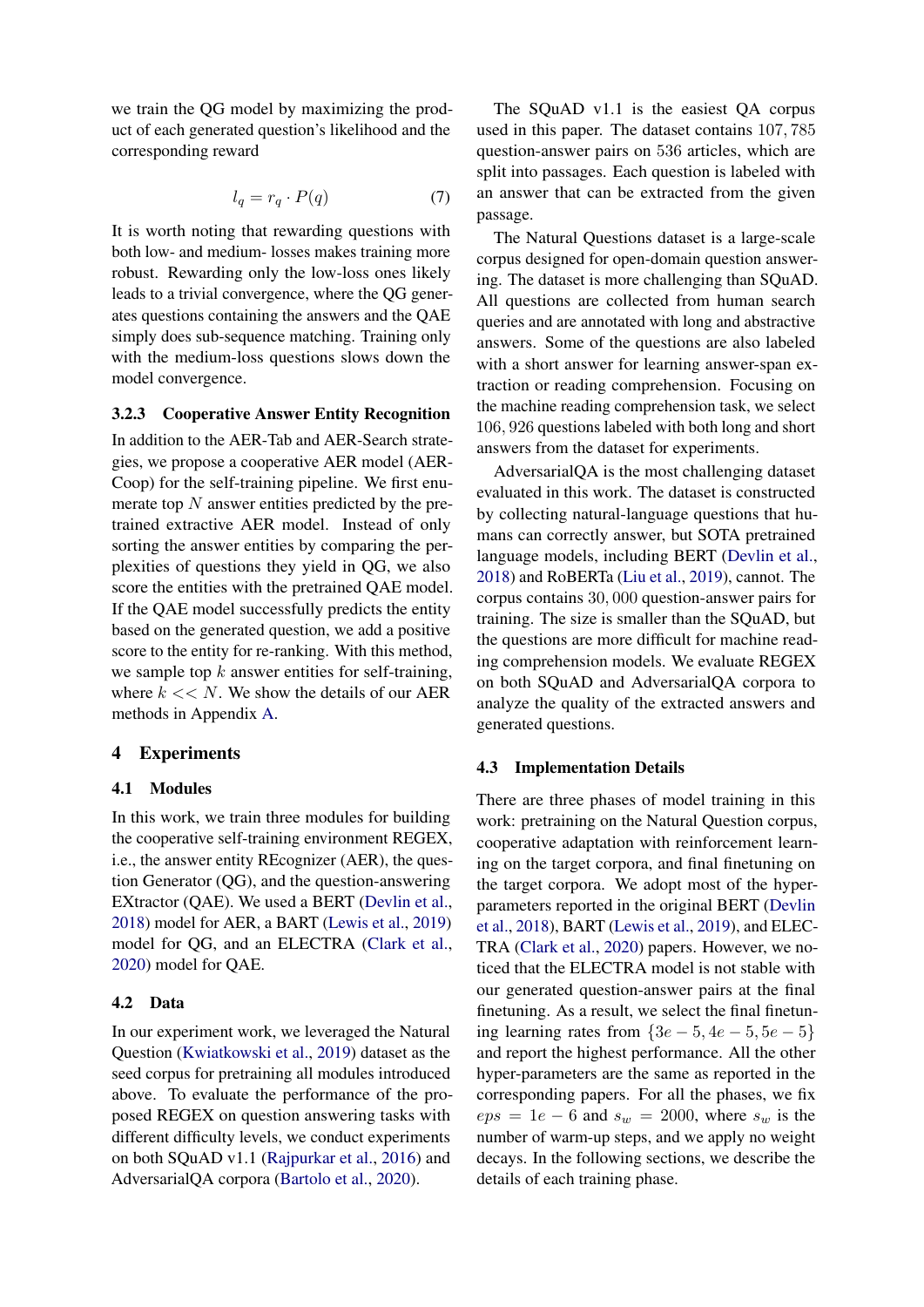we train the QG model by maximizing the product of each generated question's likelihood and the corresponding reward

$$l_q = r_q \cdot P(q) \tag{7}$$

It is worth noting that rewarding questions with both low- and medium- losses makes training more robust. Rewarding only the low-loss ones likely leads to a trivial convergence, where the QG generates questions containing the answers and the QAE simply does sub-sequence matching. Training only with the medium-loss questions slows down the model convergence.

#### 3.2.3 Cooperative Answer Entity Recognition

In addition to the AER-Tab and AER-Search strategies, we propose a cooperative AER model (AER-Coop) for the self-training pipeline. We first enumerate top $N$ answer entities predicted by the pretrained extractive AER model. Instead of only sorting the answer entities by comparing the perplexities of questions they yield in QG, we also score the entities with the pretrained QAE model. If the QAE model successfully predicts the entity based on the generated question, we add a positive score to the entity for re-ranking. With this method, we sample top $k$ answer entities for self-training, where $k << N$. We show the details of our AER methods in Appendix A.

## 4 Experiments

### 4.1 Modules

In this work, we train three modules for building the cooperative self-training environment REGEX, i.e., the answer entity REcognizer (AER), the question Generator (QG), and the question-answering EXtractor (QAE). We used a BERT (Devlin et al., 2018) model for AER, a BART (Lewis et al., 2019) model for QG, and an ELECTRA (Clark et al., 2020) model for QAE.

### 4.2 Data

In our experiment work, we leveraged the Natural Question (Kwiatkowski et al., 2019) dataset as the seed corpus for pretraining all modules introduced above. To evaluate the performance of the proposed REGEX on question answering tasks with different difficulty levels, we conduct experiments on both SQuAD v1.1 (Rajpurkar et al., 2016) and AdversarialQA corpora (Bartolo et al., 2020).

The SQuAD v1.1 is the easiest QA corpus used in this paper. The dataset contains $107,785$ question-answer pairs on $536$ articles, which are split into passages. Each question is labeled with an answer that can be extracted from the given passage.

The Natural Questions dataset is a large-scale corpus designed for open-domain question answering. The dataset is more challenging than SQuAD. All questions are collected from human search queries and are annotated with long and abstractive answers. Some of the questions are also labeled with a short answer for learning answer-span extraction or reading comprehension. Focusing on the machine reading comprehension task, we select $106,926$ questions labeled with both long and short answers from the dataset for experiments.

AdversarialQA is the most challenging dataset evaluated in this work. The dataset is constructed by collecting natural-language questions that humans can correctly answer, but SOTA pretrained language models, including BERT (Devlin et al., 2018) and RoBERTa (Liu et al., 2019), cannot. The corpus contains $30,000$ question-answer pairs for training. The size is smaller than the SQuAD, but the questions are more difficult for machine reading comprehension models. We evaluate REGEX on both SQuAD and AdversarialQA corpora to analyze the quality of the extracted answers and generated questions.

### 4.3 Implementation Details

There are three phases of model training in this work: pretraining on the Natural Question corpus, cooperative adaptation with reinforcement learning on the target corpora, and final finetuning on the target corpora. We adopt most of the hyper-parameters reported in the original BERT (Devlin et al., 2018), BART (Lewis et al., 2019), and ELECTRA (Clark et al., 2020) papers. However, we noticed that the ELECTRA model is not stable with our generated question-answer pairs at the final finetuning. As a result, we select the final finetuning learning rates from $\{3e-5, 4e-5, 5e-5\}$ and report the highest performance. All the other hyper-parameters are the same as reported in the corresponding papers. For all the phases, we fix $eps = 1e-6$ and $s_w = 2000$, where $s_w$ is the number of warm-up steps, and we apply no weight decays. In the following sections, we describe the details of each training phase.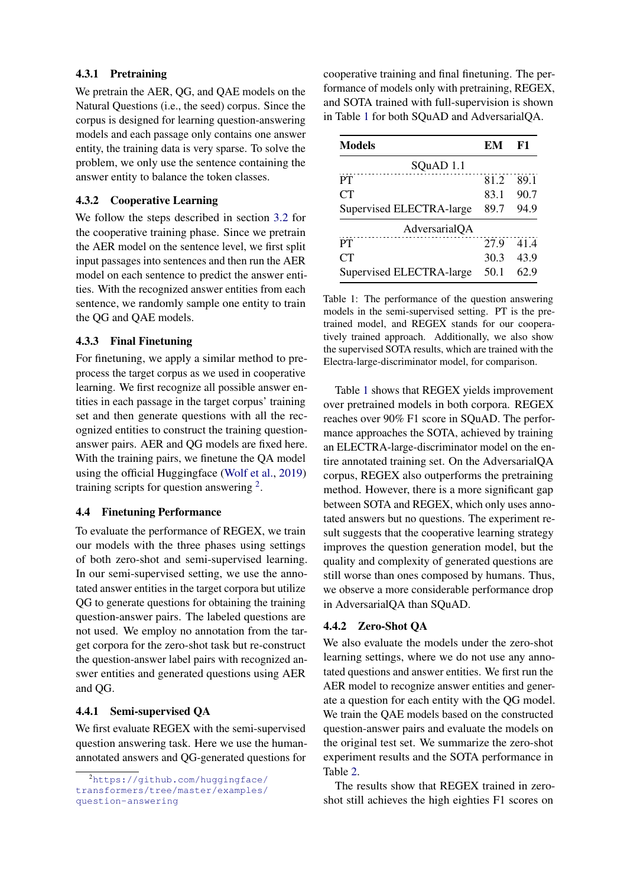#### 4.3.1 Pretraining

We pretrain the AER, QG, and QAE models on the Natural Questions (i.e., the seed) corpus. Since the corpus is designed for learning question-answering models and each passage only contains one answer entity, the training data is very sparse. To solve the problem, we only use the sentence containing the answer entity to balance the token classes.

#### 4.3.2 Cooperative Learning

We follow the steps described in section 3.2 for the cooperative training phase. Since we pretrain the AER model on the sentence level, we first split input passages into sentences and then run the AER model on each sentence to predict the answer entities. With the recognized answer entities from each sentence, we randomly sample one entity to train the QG and QAE models.

#### 4.3.3 Final Finetuning

For finetuning, we apply a similar method to preprocess the target corpus as we used in cooperative learning. We first recognize all possible answer entities in each passage in the target corpus' training set and then generate questions with all the recognized entities to construct the training question-answer pairs. AER and QG models are fixed here. With the training pairs, we finetune the QA model using the official Huggingface (Wolf et al., 2019) training scripts for question answering [2].

### 4.4 Finetuning Performance

To evaluate the performance of REGEX, we train our models with the three phases using settings of both zero-shot and semi-supervised learning. In our semi-supervised setting, we use the annotated answer entities in the target corpora but utilize QG to generate questions for obtaining the training question-answer pairs. The labeled questions are not used. We employ no annotation from the target corpora for the zero-shot task but re-construct the question-answer label pairs with recognized answer entities and generated questions using AER and QG.

#### 4.4.1 Semi-supervised QA

We first evaluate REGEX with the semi-supervised question answering task. Here we use the human-annotated answers and QG-generated questions for cooperative training and final finetuning. The performance of models only with pretraining, REGEX, and SOTA trained with full-supervision is shown in Table 1 for both SQuAD and AdversarialQA.

| Models | EM | F1 |
|---|---|---|
| SQuAD 1.1 | | |
| PT | 81.2 | 89.1 |
| CT | 83.1 | 90.7 |
| Supervised ELECTRA-large | 89.7 | 94.9 |
| AdversarialQA | | |
| PT | 27.9 | 41.4 |
| CT | 30.3 | 43.9 |
| Supervised ELECTRA-large | 50.1 | 62.9 |

Table 1: The performance of the question answering models in the semi-supervised setting. PT is the pretrained model, and REGEX stands for our cooperatively trained approach. Additionally, we also show the supervised SOTA results, which are trained with the Electra-large-discriminator model, for comparison.

Table 1 shows that REGEX yields improvement over pretrained models in both corpora. REGEX reaches over 90% F1 score in SQuAD. The performance approaches the SOTA, achieved by training an ELECTRA-large-discriminator model on the entire annotated training set. On the AdversarialQA corpus, REGEX also outperforms the pretraining method. However, there is a more significant gap between SOTA and REGEX, which only uses annotated answers but no questions. The experiment result suggests that the cooperative learning strategy improves the question generation model, but the quality and complexity of generated questions are still worse than ones composed by humans. Thus, we observe a more considerable performance drop in AdversarialQA than SQuAD.

#### 4.4.2 Zero-Shot QA

We also evaluate the models under the zero-shot learning settings, where we do not use any annotated questions and answer entities. We first run the AER model to recognize answer entities and generate a question for each entity with the QG model. We train the QAE models based on the constructed question-answer pairs and evaluate the models on the original test set. We summarize the zero-shot experiment results and the SOTA performance in Table 2.

The results show that REGEX trained in zero-shot still achieves the high eighties F1 scores on

[2] https://github.com/huggingface/transformers/tree/master/examples/question-answering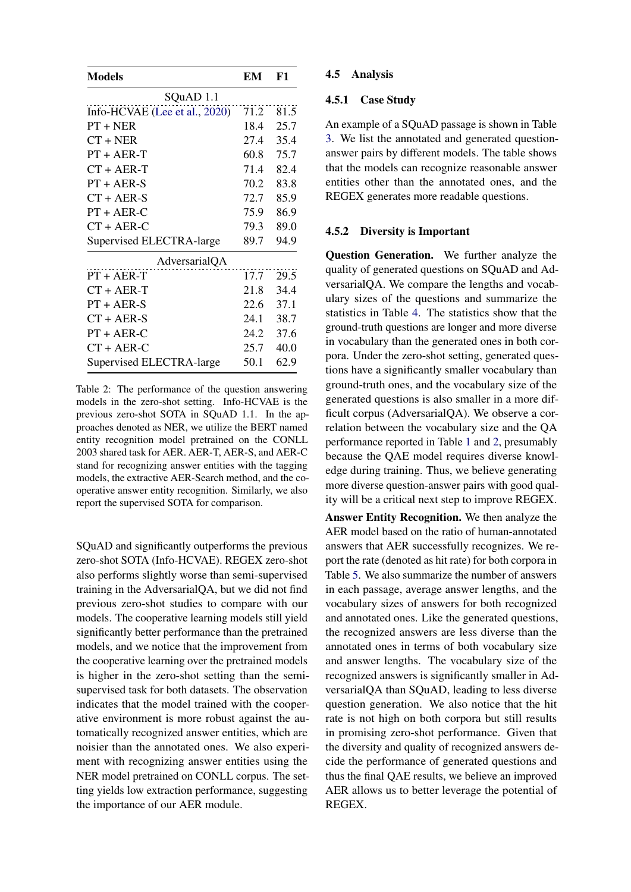| Models | EM | F1 |
|---|---|---|
| SQuAD 1.1 | | |
| Info-HCVAE (Lee et al., 2020) | 71.2 | 81.5 |
| PT + NER | 18.4 | 25.7 |
| CT + NER | 27.4 | 35.4 |
| PT + AER-T | 60.8 | 75.7 |
| CT + AER-T | 71.4 | 82.4 |
| PT + AER-S | 70.2 | 83.8 |
| CT + AER-S | 72.7 | 85.9 |
| PT + AER-C | 75.9 | 86.9 |
| CT + AER-C | 79.3 | 89.0 |
| Supervised ELECTRA-large | 89.7 | 94.9 |
| AdversarialQA | | |
| PT + AER-T | 17.7 | 29.5 |
| CT + AER-T | 21.8 | 34.4 |
| PT + AER-S | 22.6 | 37.1 |
| CT + AER-S | 24.1 | 38.7 |
| PT + AER-C | 24.2 | 37.6 |
| CT + AER-C | 25.7 | 40.0 |
| Supervised ELECTRA-large | 50.1 | 62.9 |

Table 2: The performance of the question answering models in the zero-shot setting. Info-HCVAE is the previous zero-shot SOTA in SQuAD 1.1. In the approaches denoted as NER, we utilize the BERT named entity recognition model pretrained on the CONLL 2003 shared task for AER. AER-T, AER-S, and AER-C stand for recognizing answer entities with the tagging models, the extractive AER-Search method, and the cooperative answer entity recognition. Similarly, we also report the supervised SOTA for comparison.

SQuAD and significantly outperforms the previous zero-shot SOTA (Info-HCVAE). REGEX zero-shot also performs slightly worse than semi-supervised training in the AdversarialQA, but we did not find previous zero-shot studies to compare with our models. The cooperative learning models still yield significantly better performance than the pretrained models, and we notice that the improvement from the cooperative learning over the pretrained models is higher in the zero-shot setting than the semi-supervised task for both datasets. The observation indicates that the model trained with the cooperative environment is more robust against the automatically recognized answer entities, which are noisier than the annotated ones. We also experiment with recognizing answer entities using the NER model pretrained on CONLL corpus. The setting yields low extraction performance, suggesting the importance of our AER module.

## 4.5 Analysis

### 4.5.1 Case Study

An example of a SQuAD passage is shown in Table 3. We list the annotated and generated question-answer pairs by different models. The table shows that the models can recognize reasonable answer entities other than the annotated ones, and the REGEX generates more readable questions.

### 4.5.2 Diversity is Important

**Question Generation.** We further analyze the quality of generated questions on SQuAD and AdversarialQA. We compare the lengths and vocabulary sizes of the questions and summarize the statistics in Table 4. The statistics show that the ground-truth questions are longer and more diverse in vocabulary than the generated ones in both corpora. Under the zero-shot setting, generated questions have a significantly smaller vocabulary than ground-truth ones, and the vocabulary size of the generated questions is also smaller in a more difficult corpus (AdversarialQA). We observe a correlation between the vocabulary size and the QA performance reported in Table 1 and 2, presumably because the QAE model requires diverse knowledge during training. Thus, we believe generating more diverse question-answer pairs with good quality will be a critical next step to improve REGEX.

**Answer Entity Recognition.** We then analyze the AER model based on the ratio of human-annotated answers that AER successfully recognizes. We report the rate (denoted as hit rate) for both corpora in Table 5. We also summarize the number of answers in each passage, average answer lengths, and the vocabulary sizes of answers for both recognized and annotated ones. Like the generated questions, the recognized answers are less diverse than the annotated ones in terms of both vocabulary size and answer lengths. The vocabulary size of the recognized answers is significantly smaller in AdversarialQA than SQuAD, leading to less diverse question generation. We also notice that the hit rate is not high on both corpora but still results in promising zero-shot performance. Given that the diversity and quality of recognized answers decide the performance of generated questions and thus the final QAE results, we believe an improved AER allows us to better leverage the potential of REGEX.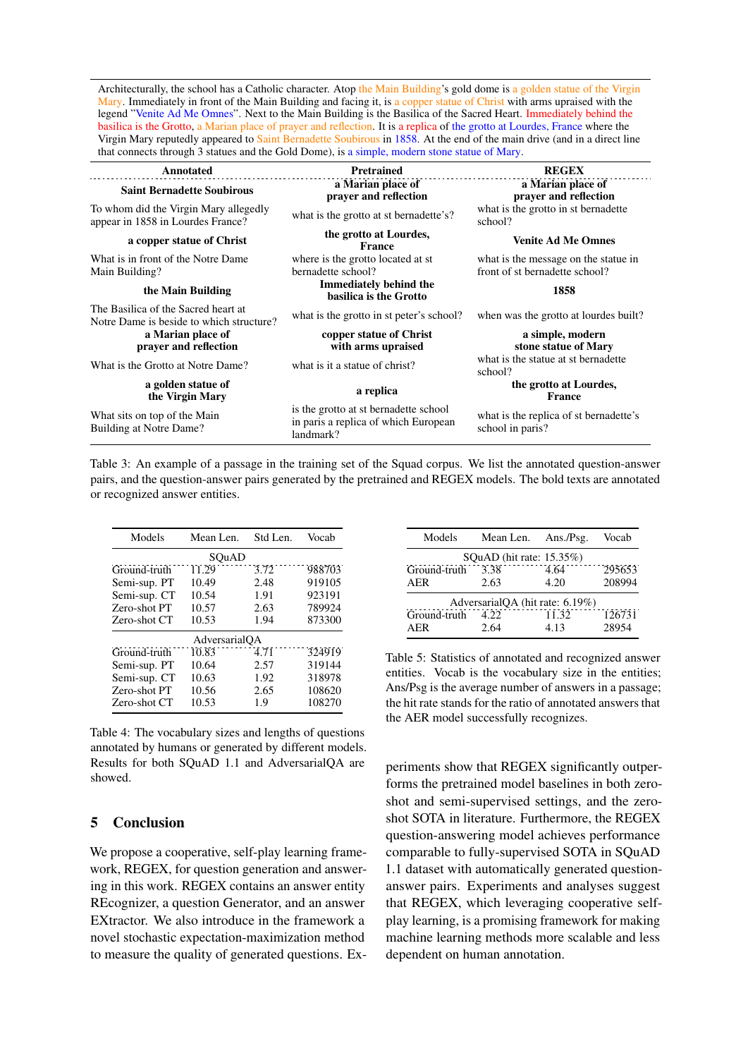Architecturally, the school has a Catholic character. Atop the Main Building's gold dome is a golden statue of the Virgin Mary. Immediately in front of the Main Building and facing it, is a copper statue of Christ with arms upraised with the legend "Venite Ad Me Omnes". Next to the Main Building is the Basilica of the Sacred Heart. Immediately behind the basilica is the Grotto, a Marian place of prayer and reflection. It is a replica of the grotto at Lourdes, France where the Virgin Mary reputedly appeared to Saint Bernadette Soubirous in 1858. At the end of the main drive (and in a direct line that connects through 3 statues and the Gold Dome), is a simple, modern stone statue of Mary.

| Annotated | Pretrained | REGEX |
|---|---|---|
| **Saint Bernadette Soubirous** | **a Marian place of prayer and reflection** | **a Marian place of prayer and reflection** |
| To whom did the Virgin Mary allegedly appear in 1858 in Lourdes France? | what is the grotto at st bernadette's? | what is the grotto in st bernadette school? |
| **a copper statue of Christ** | **the grotto at Lourdes, France** | **Venite Ad Me Omnes** |
| What is in front of the Notre Dame Main Building? | where is the grotto located at st bernadette school? | what is the message on the statue in front of st bernadette school? |
| **the Main Building** | **Immediately behind the basilica is the Grotto** | **1858** |
| The Basilica of the Sacred heart at Notre Dame is beside to which structure? | what is the grotto in st peter's school? | when was the grotto at lourdes built? |
| **a Marian place of prayer and reflection** | **copper statue of Christ with arms upraised** | **a simple, modern stone statue of Mary** |
| What is the Grotto at Notre Dame? | what is it a statue of christ? | what is the statue at st bernadette school? |
| **a golden statue of the Virgin Mary** | **a replica** | **the grotto at Lourdes, France** |
| What sits on top of the Main Building at Notre Dame? | is the grotto at st bernadette school in paris a replica of which European landmark? | what is the replica of st bernadette's school in paris? |

Table 3: An example of a passage in the training set of the Squad corpus. We list the annotated question-answer pairs, and the question-answer pairs generated by the pretrained and REGEX models. The bold texts are annotated or recognized answer entities.

| Models | Mean Len. | Std Len. | Vocab |
|---|---|---|---|
| SQuAD | | | |
| Ground-truth | 11.29 | 3.72 | 988703 |
| Semi-sup. PT | 10.49 | 2.48 | 919105 |
| Semi-sup. CT | 10.54 | 1.91 | 923191 |
| Zero-shot PT | 10.57 | 2.63 | 789924 |
| Zero-shot CT | 10.53 | 1.94 | 873300 |
| AdversarialQA | | | |
| Ground-truth | 10.83 | 4.71 | 324919 |
| Semi-sup. PT | 10.64 | 2.57 | 319144 |
| Semi-sup. CT | 10.63 | 1.92 | 318978 |
| Zero-shot PT | 10.56 | 2.65 | 108620 |
| Zero-shot CT | 10.53 | 1.9 | 108270 |

Table 4: The vocabulary sizes and lengths of questions annotated by humans or generated by different models. Results for both SQuAD 1.1 and AdversarialQA are showed.

| Models | Mean Len. | Ans./Psg. | Vocab |
|---|---|---|---|
| SQuAD (hit rate: 15.35%) | | | |
| Ground-truth | 3.38 | 4.64 | 295653 |
| AER | 2.63 | 4.20 | 208994 |
| AdversarialQA (hit rate: 6.19%) | | | |
| Ground-truth | 4.22 | 11.32 | 126731 |
| AER | 2.64 | 4.13 | 28954 |

Table 5: Statistics of annotated and recognized answer entities. Vocab is the vocabulary size in the entities; Ans/Psg is the average number of answers in a passage; the hit rate stands for the ratio of annotated answers that the AER model successfully recognizes.

## 5 Conclusion

We propose a cooperative, self-play learning framework, REGEX, for question generation and answering in this work. REGEX contains an answer entity REcognizer, a question Generator, and an answer EXtractor. We also introduce in the framework a novel stochastic expectation-maximization method to measure the quality of generated questions. Experiments show that REGEX significantly outperforms the pretrained model baselines in both zero-shot and semi-supervised settings, and the zero-shot SOTA in literature. Furthermore, the REGEX question-answering model achieves performance comparable to fully-supervised SOTA in SQuAD 1.1 dataset with automatically generated question-answer pairs. Experiments and analyses suggest that REGEX, which leveraging cooperative self-play learning, is a promising framework for making machine learning methods more scalable and less dependent on human annotation.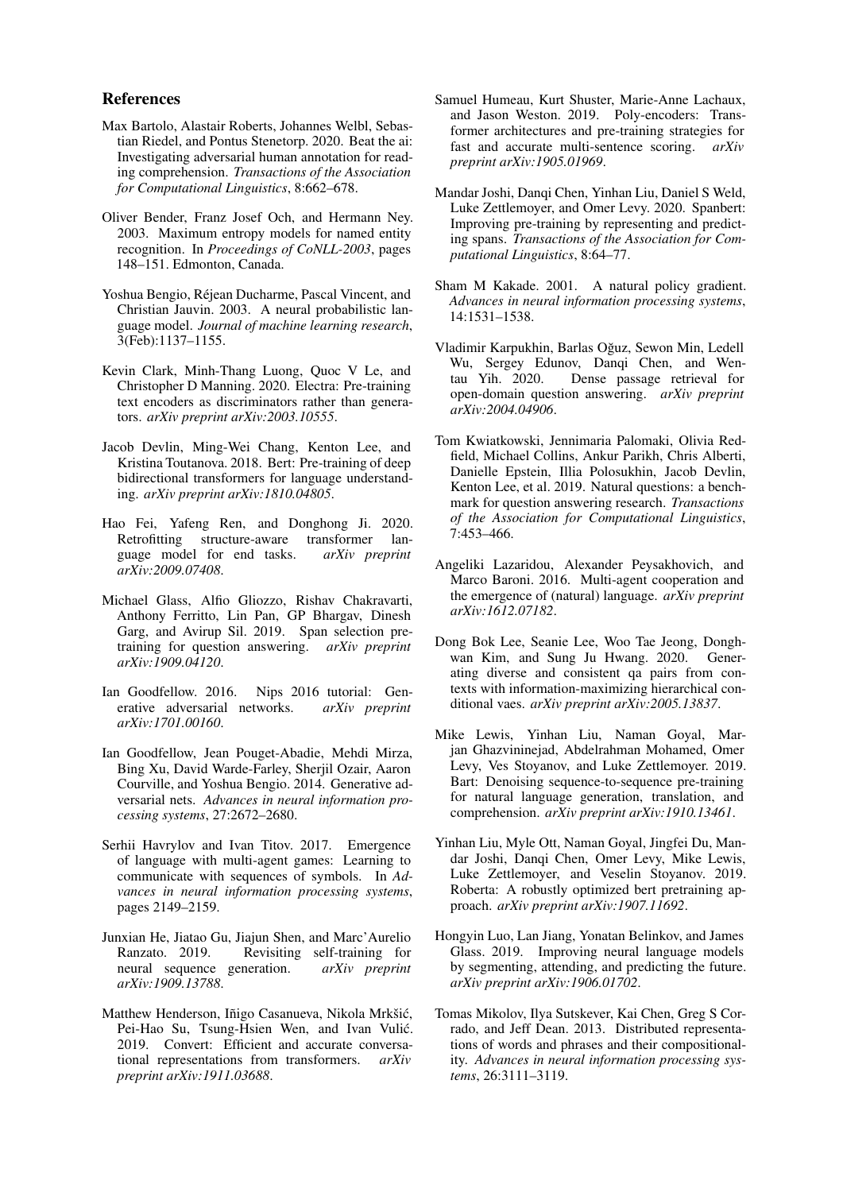## References

Max Bartolo, Alastair Roberts, Johannes Welbl, Sebastian Riedel, and Pontus Stenetorp. 2020. Beat the ai: Investigating adversarial human annotation for reading comprehension. *Transactions of the Association for Computational Linguistics*, 8:662–678.

Oliver Bender, Franz Josef Och, and Hermann Ney. 2003. Maximum entropy models for named entity recognition. In *Proceedings of CoNLL-2003*, pages 148–151. Edmonton, Canada.

Yoshua Bengio, Réjean Ducharme, Pascal Vincent, and Christian Jauvin. 2003. A neural probabilistic language model. *Journal of machine learning research*, 3(Feb):1137–1155.

Kevin Clark, Minh-Thang Luong, Quoc V Le, and Christopher D Manning. 2020. Electra: Pre-training text encoders as discriminators rather than generators. *arXiv preprint arXiv:2003.10555*.

Jacob Devlin, Ming-Wei Chang, Kenton Lee, and Kristina Toutanova. 2018. Bert: Pre-training of deep bidirectional transformers for language understanding. *arXiv preprint arXiv:1810.04805*.

Hao Fei, Yafeng Ren, and Donghong Ji. 2020. Retrofitting structure-aware transformer language model for end tasks. *arXiv preprint arXiv:2009.07408*.

Michael Glass, Alfio Gliozzo, Rishav Chakravarti, Anthony Ferritto, Lin Pan, GP Bhargav, Dinesh Garg, and Avirup Sil. 2019. Span selection pre-training for question answering. *arXiv preprint arXiv:1909.04120*.

Ian Goodfellow. 2016. Nips 2016 tutorial: Generative adversarial networks. *arXiv preprint arXiv:1701.00160*.

Ian Goodfellow, Jean Pouget-Abadie, Mehdi Mirza, Bing Xu, David Warde-Farley, Sherjil Ozair, Aaron Courville, and Yoshua Bengio. 2014. Generative adversarial nets. *Advances in neural information processing systems*, 27:2672–2680.

Serhii Havrylov and Ivan Titov. 2017. Emergence of language with multi-agent games: Learning to communicate with sequences of symbols. In *Advances in neural information processing systems*, pages 2149–2159.

Junxian He, Jiatao Gu, Jiajun Shen, and Marc'Aurelio Ranzato. 2019. Revisiting self-training for neural sequence generation. *arXiv preprint arXiv:1909.13788*.

Matthew Henderson, Iñigo Casanueva, Nikola Mrkšić, Pei-Hao Su, Tsung-Hsien Wen, and Ivan Vulić. 2019. Convert: Efficient and accurate conversational representations from transformers. *arXiv preprint arXiv:1911.03688*.

Samuel Humeau, Kurt Shuster, Marie-Anne Lachaux, and Jason Weston. 2019. Poly-encoders: Transformer architectures and pre-training strategies for fast and accurate multi-sentence scoring. *arXiv preprint arXiv:1905.01969*.

Mandar Joshi, Danqi Chen, Yinhan Liu, Daniel S Weld, Luke Zettlemoyer, and Omer Levy. 2020. Spanbert: Improving pre-training by representing and predicting spans. *Transactions of the Association for Computational Linguistics*, 8:64–77.

Sham M Kakade. 2001. A natural policy gradient. *Advances in neural information processing systems*, 14:1531–1538.

Vladimir Karpukhin, Barlas Oğuz, Sewon Min, Ledell Wu, Sergey Edunov, Danqi Chen, and Wen-tau Yih. 2020. Dense passage retrieval for open-domain question answering. *arXiv preprint arXiv:2004.04906*.

Tom Kwiatkowski, Jennimaria Palomaki, Olivia Redfield, Michael Collins, Ankur Parikh, Chris Alberti, Danielle Epstein, Illia Polosukhin, Jacob Devlin, Kenton Lee, et al. 2019. Natural questions: a benchmark for question answering research. *Transactions of the Association for Computational Linguistics*, 7:453–466.

Angeliki Lazaridou, Alexander Peysakhovich, and Marco Baroni. 2016. Multi-agent cooperation and the emergence of (natural) language. *arXiv preprint arXiv:1612.07182*.

Dong Bok Lee, Seanie Lee, Woo Tae Jeong, Donghwan Kim, and Sung Ju Hwang. 2020. Generating diverse and consistent qa pairs from contexts with information-maximizing hierarchical conditional vaes. *arXiv preprint arXiv:2005.13837*.

Mike Lewis, Yinhan Liu, Naman Goyal, Marjan Ghazvininejad, Abdelrahman Mohamed, Omer Levy, Ves Stoyanov, and Luke Zettlemoyer. 2019. Bart: Denoising sequence-to-sequence pre-training for natural language generation, translation, and comprehension. *arXiv preprint arXiv:1910.13461*.

Yinhan Liu, Myle Ott, Naman Goyal, Jingfei Du, Mandar Joshi, Danqi Chen, Omer Levy, Mike Lewis, Luke Zettlemoyer, and Veselin Stoyanov. 2019. Roberta: A robustly optimized bert pretraining approach. *arXiv preprint arXiv:1907.11692*.

Hongyin Luo, Lan Jiang, Yonatan Belinkov, and James Glass. 2019. Improving neural language models by segmenting, attending, and predicting the future. *arXiv preprint arXiv:1906.01702*.

Tomas Mikolov, Ilya Sutskever, Kai Chen, Greg S Corrado, and Jeff Dean. 2013. Distributed representations of words and phrases and their compositionality. *Advances in neural information processing systems*, 26:3111–3119.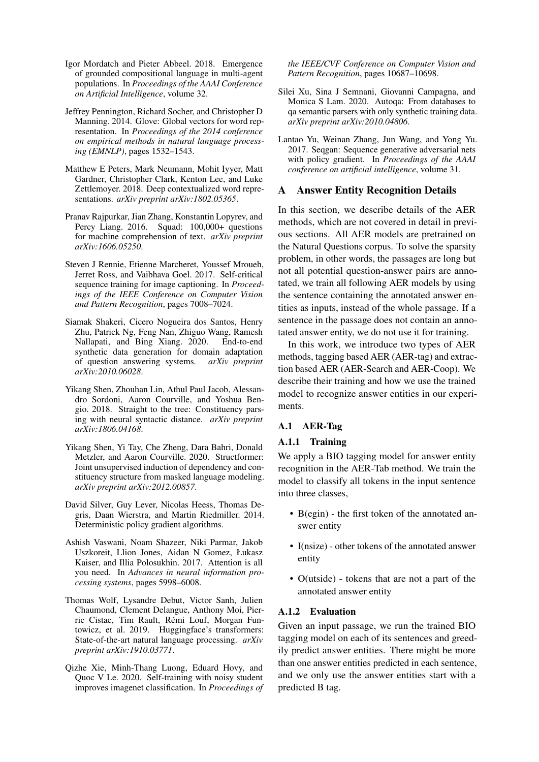Igor Mordatch and Pieter Abbeel. 2018. Emergence of grounded compositional language in multi-agent populations. In *Proceedings of the AAAI Conference on Artificial Intelligence*, volume 32.

Jeffrey Pennington, Richard Socher, and Christopher D Manning. 2014. Glove: Global vectors for word representation. In *Proceedings of the 2014 conference on empirical methods in natural language processing (EMNLP)*, pages 1532–1543.

Matthew E Peters, Mark Neumann, Mohit Iyyer, Matt Gardner, Christopher Clark, Kenton Lee, and Luke Zettlemoyer. 2018. Deep contextualized word representations. *arXiv preprint arXiv:1802.05365*.

Pranav Rajpurkar, Jian Zhang, Konstantin Lopyrev, and Percy Liang. 2016. Squad: 100,000+ questions for machine comprehension of text. *arXiv preprint arXiv:1606.05250*.

Steven J Rennie, Etienne Marcheret, Youssef Mroueh, Jerret Ross, and Vaibhava Goel. 2017. Self-critical sequence training for image captioning. In *Proceedings of the IEEE Conference on Computer Vision and Pattern Recognition*, pages 7008–7024.

Siamak Shakeri, Cicero Nogueira dos Santos, Henry Zhu, Patrick Ng, Feng Nan, Zhiguo Wang, Ramesh Nallapati, and Bing Xiang. 2020. End-to-end synthetic data generation for domain adaptation of question answering systems. *arXiv preprint arXiv:2010.06028*.

Yikang Shen, Zhouhan Lin, Athul Paul Jacob, Alessandro Sordoni, Aaron Courville, and Yoshua Bengio. 2018. Straight to the tree: Constituency parsing with neural syntactic distance. *arXiv preprint arXiv:1806.04168*.

Yikang Shen, Yi Tay, Che Zheng, Dara Bahri, Donald Metzler, and Aaron Courville. 2020. Structformer: Joint unsupervised induction of dependency and constituency structure from masked language modeling. *arXiv preprint arXiv:2012.00857*.

David Silver, Guy Lever, Nicolas Heess, Thomas Degris, Daan Wierstra, and Martin Riedmiller. 2014. Deterministic policy gradient algorithms.

Ashish Vaswani, Noam Shazeer, Niki Parmar, Jakob Uszkoreit, Llion Jones, Aidan N Gomez, Łukasz Kaiser, and Illia Polosukhin. 2017. Attention is all you need. In *Advances in neural information processing systems*, pages 5998–6008.

Thomas Wolf, Lysandre Debut, Victor Sanh, Julien Chaumond, Clement Delangue, Anthony Moi, Pierric Cistac, Tim Rault, Rémi Louf, Morgan Funtowicz, et al. 2019. Huggingface's transformers: State-of-the-art natural language processing. *arXiv preprint arXiv:1910.03771*.

Qizhe Xie, Minh-Thang Luong, Eduard Hovy, and Quoc V Le. 2020. Self-training with noisy student improves imagenet classification. In *Proceedings of the IEEE/CVF Conference on Computer Vision and Pattern Recognition*, pages 10687–10698.

Silei Xu, Sina J Semnani, Giovanni Campagna, and Monica S Lam. 2020. Autoqa: From databases to qa semantic parsers with only synthetic training data. *arXiv preprint arXiv:2010.04806*.

Lantao Yu, Weinan Zhang, Jun Wang, and Yong Yu. 2017. Seqgan: Sequence generative adversarial nets with policy gradient. In *Proceedings of the AAAI conference on artificial intelligence*, volume 31.

## A Answer Entity Recognition Details

In this section, we describe details of the AER methods, which are not covered in detail in previous sections. All AER models are pretrained on the Natural Questions corpus. To solve the sparsity problem, in other words, the passages are long but not all potential question-answer pairs are annotated, we train all following AER models by using the sentence containing the annotated answer entities as inputs, instead of the whole passage. If a sentence in the passage does not contain an annotated answer entity, we do not use it for training.

In this work, we introduce two types of AER methods, tagging based AER (AER-tag) and extraction based AER (AER-Search and AER-Coop). We describe their training and how we use the trained model to recognize answer entities in our experiments.

### A.1 AER-Tag

#### A.1.1 Training

We apply a BIO tagging model for answer entity recognition in the AER-Tab method. We train the model to classify all tokens in the input sentence into three classes,

- B(egin) - the first token of the annotated answer entity
- I(nsize) - other tokens of the annotated answer entity
- O(utside) - tokens that are not a part of the annotated answer entity

#### A.1.2 Evaluation

Given an input passage, we run the trained BIO tagging model on each of its sentences and greedily predict answer entities. There might be more than one answer entities predicted in each sentence, and we only use the answer entities start with a predicted B tag.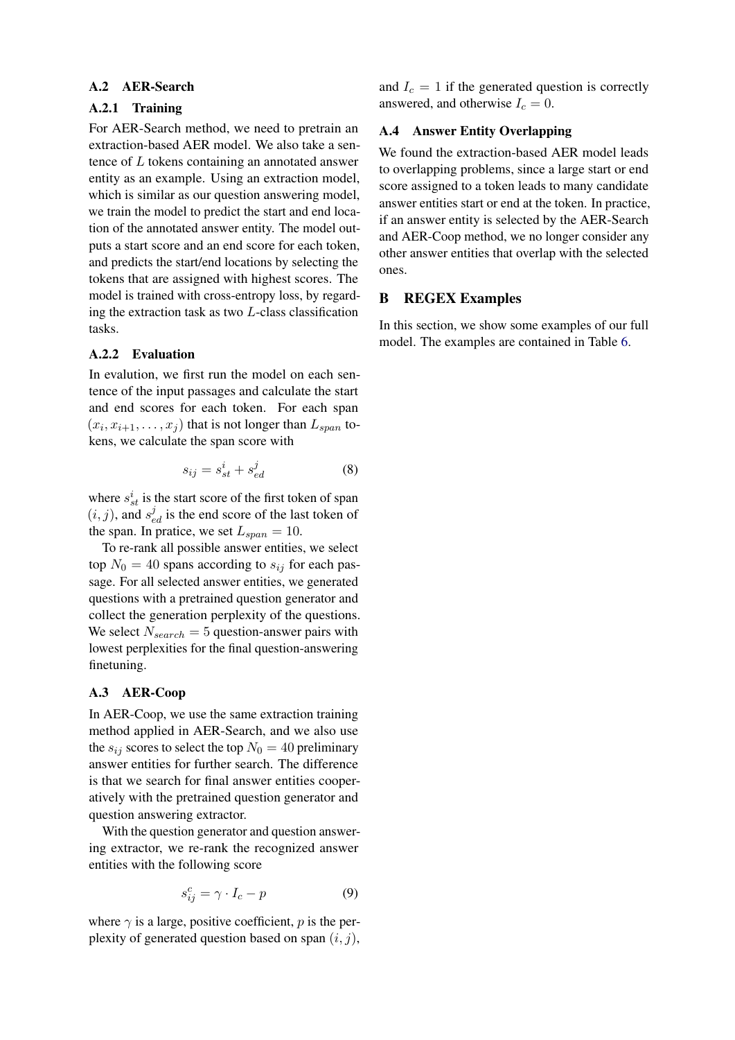### A.2 AER-Search

#### A.2.1 Training

For AER-Search method, we need to pretrain an extraction-based AER model. We also take a sentence of $L$ tokens containing an annotated answer entity as an example. Using an extraction model, which is similar as our question answering model, we train the model to predict the start and end location of the annotated answer entity. The model outputs a start score and an end score for each token, and predicts the start/end locations by selecting the tokens that are assigned with highest scores. The model is trained with cross-entropy loss, by regarding the extraction task as two $L$-class classification tasks.

#### A.2.2 Evaluation

In evalution, we first run the model on each sentence of the input passages and calculate the start and end scores for each token. For each span $(x_i, x_{i+1}, \dots, x_j)$ that is not longer than $L_{span}$ tokens, we calculate the span score with

$$s_{ij} = s_{st}^i + s_{ed}^j \tag{8}$$

where $s_{st}^i$ is the start score of the first token of span $(i, j)$, and $s_{ed}^j$ is the end score of the last token of the span. In pratice, we set $L_{span} = 10$.

To re-rank all possible answer entities, we select top $N_0 = 40$ spans according to $s_{ij}$ for each passage. For all selected answer entities, we generated questions with a pretrained question generator and collect the generation perplexity of the questions. We select $N_{search} = 5$ question-answer pairs with lowest perplexities for the final question-answering finetuning.

### A.3 AER-Coop

In AER-Coop, we use the same extraction training method applied in AER-Search, and we also use the $s_{ij}$ scores to select the top $N_0 = 40$ preliminary answer entities for further search. The difference is that we search for final answer entities cooperatively with the pretrained question generator and question answering extractor.

With the question generator and question answering extractor, we re-rank the recognized answer entities with the following score

$$s_{ij}^c = \gamma \cdot I_c - p \tag{9}$$

where $\gamma$ is a large, positive coefficient, $p$ is the perplexity of generated question based on span $(i, j)$, and $I_c = 1$ if the generated question is correctly answered, and otherwise $I_c = 0$.

### A.4 Answer Entity Overlapping

We found the extraction-based AER model leads to overlapping problems, since a large start or end score assigned to a token leads to many candidate answer entities start or end at the token. In practice, if an answer entity is selected by the AER-Search and AER-Coop method, we no longer consider any other answer entities that overlap with the selected ones.

## B REGEX Examples

In this section, we show some examples of our full model. The examples are contained in Table 6.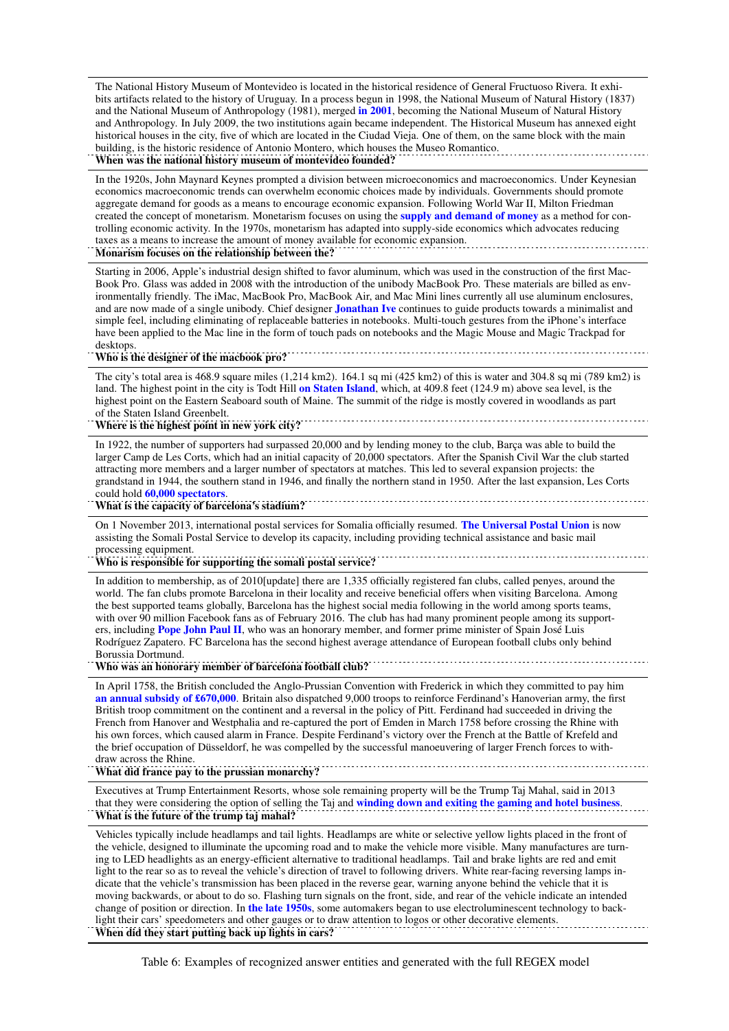The National History Museum of Montevideo is located in the historical residence of General Fructuoso Rivera. It exhibits artifacts related to the history of Uruguay. In a process begun in 1998, the National Museum of Natural History (1837) and the National Museum of Anthropology (1981), merged **in 2001**, becoming the National Museum of Natural History and Anthropology. In July 2009, the two institutions again became independent. The Historical Museum has annexed eight historical houses in the city, five of which are located in the Ciudad Vieja. One of them, on the same block with the main building, is the historic residence of Antonio Montero, which houses the Museo Romantico.

**When was the national history museum of montevideo founded?**

---

In the 1920s, John Maynard Keynes prompted a division between microeconomics and macroeconomics. Under Keynesian economics macroeconomic trends can overwhelm economic choices made by individuals. Governments should promote aggregate demand for goods as a means to encourage economic expansion. Following World War II, Milton Friedman created the concept of monetarism. Monetarism focuses on using the **supply and demand of money** as a method for controlling economic activity. In the 1970s, monetarism has adapted into supply-side economics which advocates reducing taxes as a means to increase the amount of money available for economic expansion.

**Monarism focuses on the relationship between the?**

---

Starting in 2006, Apple's industrial design shifted to favor aluminum, which was used in the construction of the first MacBook Pro. Glass was added in 2008 with the introduction of the unibody MacBook Pro. These materials are billed as environmentally friendly. The iMac, MacBook Pro, MacBook Air, and Mac Mini lines currently all use aluminum enclosures, and are now made of a single unibody. Chief designer **Jonathan Ive** continues to guide products towards a minimalist and simple feel, including eliminating of replaceable batteries in notebooks. Multi-touch gestures from the iPhone's interface have been applied to the Mac line in the form of touch pads on notebooks and the Magic Mouse and Magic Trackpad for desktops.

**Who is the designer of the macbook pro?**

---

The city's total area is 468.9 square miles (1,214 km2). 164.1 sq mi (425 km2) of this is water and 304.8 sq mi (789 km2) is land. The highest point in the city is Todt Hill **on Staten Island**, which, at 409.8 feet (124.9 m) above sea level, is the highest point on the Eastern Seaboard south of Maine. The summit of the ridge is mostly covered in woodlands as part of the Staten Island Greenbelt.

**Where is the highest point in new york city?**

---

In 1922, the number of supporters had surpassed 20,000 and by lending money to the club, Barça was able to build the larger Camp de Les Corts, which had an initial capacity of 20,000 spectators. After the Spanish Civil War the club started attracting more members and a larger number of spectators at matches. This led to several expansion projects: the grandstand in 1944, the southern stand in 1946, and finally the northern stand in 1950. After the last expansion, Les Corts could hold **60,000 spectators**.

**What is the capacity of barcelona's stadium?**

---

On 1 November 2013, international postal services for Somalia officially resumed. **The Universal Postal Union** is now assisting the Somali Postal Service to develop its capacity, including providing technical assistance and basic mail processing equipment.

**Who is responsible for supporting the somali postal service?**

---

In addition to membership, as of 2010[update] there are 1,335 officially registered fan clubs, called penyes, around the world. The fan clubs promote Barcelona in their locality and receive beneficial offers when visiting Barcelona. Among the best supported teams globally, Barcelona has the highest social media following in the world among sports teams, with over 90 million Facebook fans as of February 2016. The club has had many prominent people among its supporters, including **Pope John Paul II**, who was an honorary member, and former prime minister of Spain José Luis Rodríguez Zapatero. FC Barcelona has the second highest average attendance of European football clubs only behind Borussia Dortmund.

**Who was an honorary member of barcelona football club?**

---

In April 1758, the British concluded the Anglo-Prussian Convention with Frederick in which they committed to pay him **an annual subsidy of £670,000**. Britain also dispatched 9,000 troops to reinforce Ferdinand's Hanoverian army, the first British troop commitment on the continent and a reversal in the policy of Pitt. Ferdinand had succeeded in driving the French from Hanover and Westphalia and re-captured the port of Emden in March 1758 before crossing the Rhine with his own forces, which caused alarm in France. Despite Ferdinand's victory over the French at the Battle of Krefeld and the brief occupation of Düsseldorf, he was compelled by the successful manoeuvering of larger French forces to withdraw across the Rhine.

**What did france pay to the prussian monarchy?**

---

Executives at Trump Entertainment Resorts, whose sole remaining property will be the Trump Taj Mahal, said in 2013 that they were considering the option of selling the Taj and **winding down and exiting the gaming and hotel business**.

**What is the future of the trump taj mahal?**

---

Vehicles typically include headlamps and tail lights. Headlamps are white or selective yellow lights placed in the front of the vehicle, designed to illuminate the upcoming road and to make the vehicle more visible. Many manufactures are turning to LED headlights as an energy-efficient alternative to traditional headlamps. Tail and brake lights are red and emit light to the rear so as to reveal the vehicle's direction of travel to following drivers. White rear-facing reversing lamps indicate that the vehicle's transmission has been placed in the reverse gear, warning anyone behind the vehicle that it is moving backwards, or about to do so. Flashing turn signals on the front, side, and rear of the vehicle indicate an intended change of position or direction. In **the late 1950s**, some automakers began to use electroluminescent technology to backlight their cars' speedometers and other gauges or to draw attention to logos or other decorative elements.

**When did they start putting back up lights in cars?**

Table 6: Examples of recognized answer entities and generated with the full REGEX model